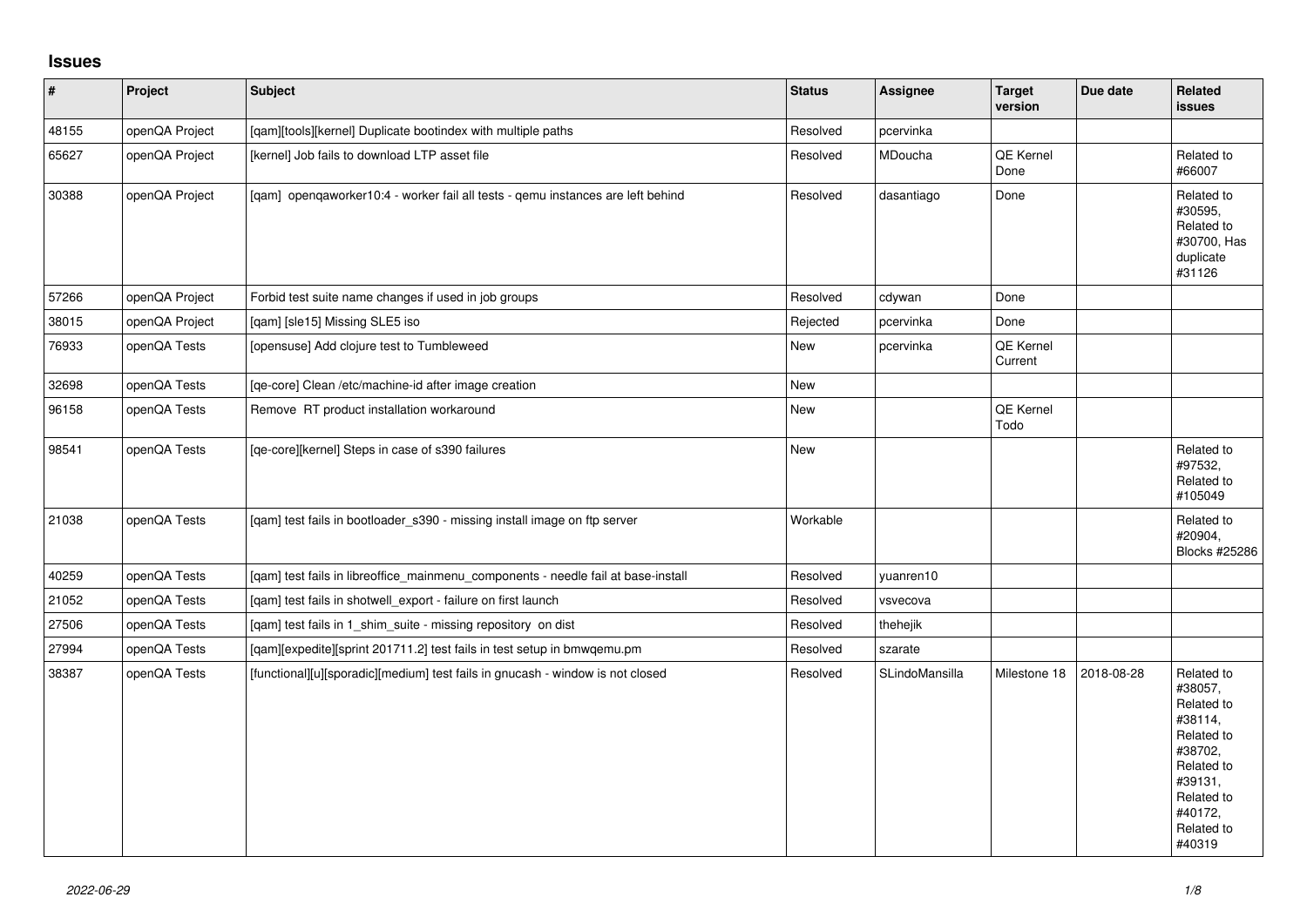## Issues

| # | Project | Subject | Status | Assignee | Target version | Due date | Related issues |
|---|---|---|---|---|---|---|---|
| 48155 | openQA Project | [qam][tools][kernel] Duplicate bootindex with multiple paths | Resolved | pcervinka | | | |
| 65627 | openQA Project | [kernel] Job fails to download LTP asset file | Resolved | MDoucha | QE Kernel Done | | Related to #66007 |
| 30388 | openQA Project | [qam] openqaworker10:4 - worker fail all tests - qemu instances are left behind | Resolved | dasantiago | Done | | Related to #30595, Related to #30700, Has duplicate #31126 |
| 57266 | openQA Project | Forbid test suite name changes if used in job groups | Resolved | cdywan | Done | | |
| 38015 | openQA Project | [qam] [sle15] Missing SLE5 iso | Rejected | pcervinka | Done | | |
| 76933 | openQA Tests | [opensuse] Add clojure test to Tumbleweed | New | pcervinka | QE Kernel Current | | |
| 32698 | openQA Tests | [qe-core] Clean /etc/machine-id after image creation | New | | | | |
| 96158 | openQA Tests | Remove RT product installation workaround | New | | QE Kernel Todo | | |
| 98541 | openQA Tests | [qe-core][kernel] Steps in case of s390 failures | New | | | | Related to #97532, Related to #105049 |
| 21038 | openQA Tests | [qam] test fails in bootloader_s390 - missing install image on ftp server | Workable | | | | Related to #20904, Blocks #25286 |
| 40259 | openQA Tests | [qam] test fails in libreoffice_mainmenu_components - needle fail at base-install | Resolved | yuanren10 | | | |
| 21052 | openQA Tests | [qam] test fails in shotwell_export - failure on first launch | Resolved | vsvecova | | | |
| 27506 | openQA Tests | [qam] test fails in 1_shim_suite - missing repository on dist | Resolved | thehejik | | | |
| 27994 | openQA Tests | [qam][expedite][sprint 201711.2] test fails in test setup in bmwqemu.pm | Resolved | szarate | | | |
| 38387 | openQA Tests | [functional][u][sporadic][medium] test fails in gnucash - window is not closed | Resolved | SLindoMansilla | Milestone 18 | 2018-08-28 | Related to #38057, Related to #38114, Related to #38702, Related to #39131, Related to #40172, Related to #40319 |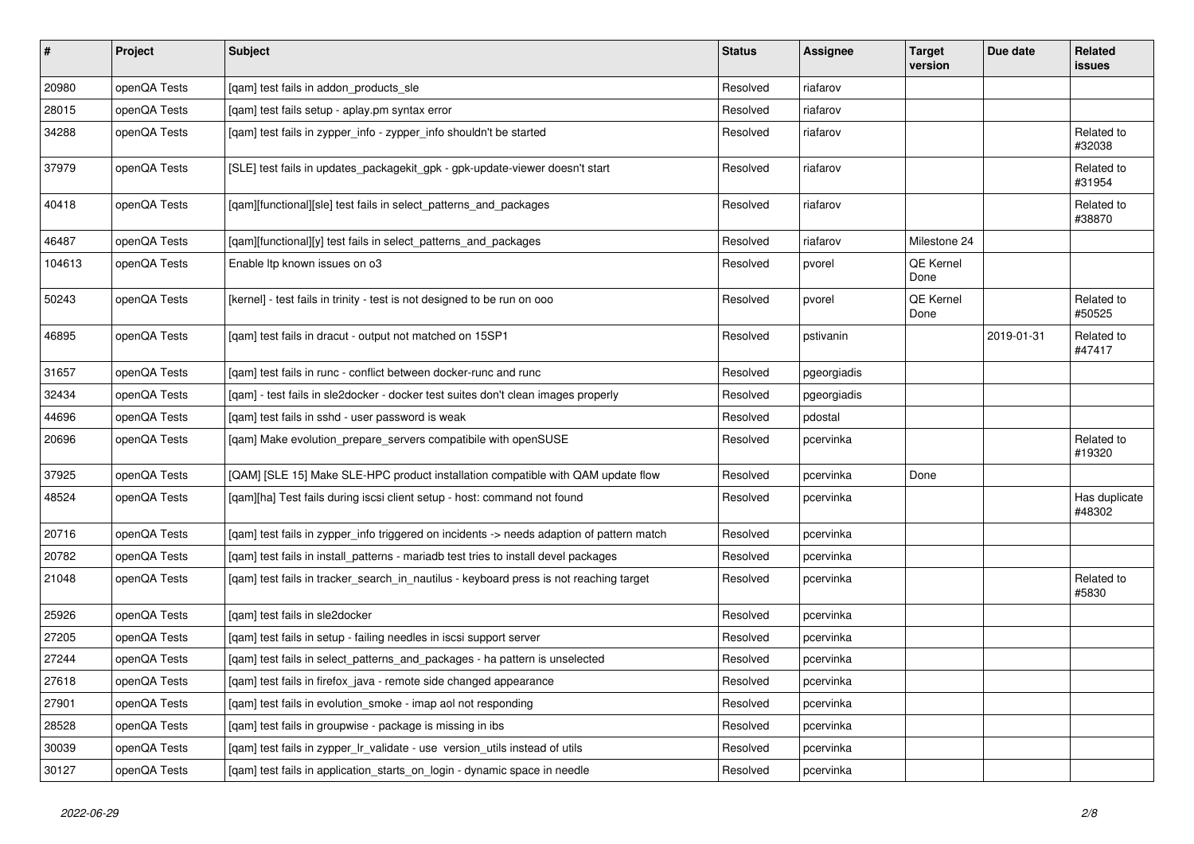| # | Project | Subject | Status | Assignee | Target version | Due date | Related issues |
|---|---|---|---|---|---|---|---|
| 20980 | openQA Tests | [qam] test fails in addon_products_sle | Resolved | riafarov | | | |
| 28015 | openQA Tests | [qam] test fails setup - aplay.pm syntax error | Resolved | riafarov | | | |
| 34288 | openQA Tests | [qam] test fails in zypper_info - zypper_info shouldn't be started | Resolved | riafarov | | | Related to #32038 |
| 37979 | openQA Tests | [SLE] test fails in updates_packagekit_gpk - gpk-update-viewer doesn't start | Resolved | riafarov | | | Related to #31954 |
| 40418 | openQA Tests | [qam][functional][sle] test fails in select_patterns_and_packages | Resolved | riafarov | | | Related to #38870 |
| 46487 | openQA Tests | [qam][functional][y] test fails in select_patterns_and_packages | Resolved | riafarov | Milestone 24 | | |
| 104613 | openQA Tests | Enable ltp known issues on o3 | Resolved | pvorel | QE Kernel Done | | |
| 50243 | openQA Tests | [kernel] - test fails in trinity - test is not designed to be run on ooo | Resolved | pvorel | QE Kernel Done | | Related to #50525 |
| 46895 | openQA Tests | [qam] test fails in dracut - output not matched on 15SP1 | Resolved | pstivanin | | 2019-01-31 | Related to #47417 |
| 31657 | openQA Tests | [qam] test fails in runc - conflict between docker-runc and runc | Resolved | pgeorgiadis | | | |
| 32434 | openQA Tests | [qam] - test fails in sle2docker - docker test suites don't clean images properly | Resolved | pgeorgiadis | | | |
| 44696 | openQA Tests | [qam] test fails in sshd - user password is weak | Resolved | pdostal | | | |
| 20696 | openQA Tests | [qam] Make evolution_prepare_servers compatibile with openSUSE | Resolved | pcervinka | | | Related to #19320 |
| 37925 | openQA Tests | [QAM] [SLE 15] Make SLE-HPC product installation compatible with QAM update flow | Resolved | pcervinka | Done | | |
| 48524 | openQA Tests | [qam][ha] Test fails during iscsi client setup - host: command not found | Resolved | pcervinka | | | Has duplicate #48302 |
| 20716 | openQA Tests | [qam] test fails in zypper_info triggered on incidents -> needs adaption of pattern match | Resolved | pcervinka | | | |
| 20782 | openQA Tests | [qam] test fails in install_patterns - mariadb test tries to install devel packages | Resolved | pcervinka | | | |
| 21048 | openQA Tests | [qam] test fails in tracker_search_in_nautilus - keyboard press is not reaching target | Resolved | pcervinka | | | Related to #5830 |
| 25926 | openQA Tests | [qam] test fails in sle2docker | Resolved | pcervinka | | | |
| 27205 | openQA Tests | [qam] test fails in setup - failing needles in iscsi support server | Resolved | pcervinka | | | |
| 27244 | openQA Tests | [qam] test fails in select_patterns_and_packages - ha pattern is unselected | Resolved | pcervinka | | | |
| 27618 | openQA Tests | [qam] test fails in firefox_java - remote side changed appearance | Resolved | pcervinka | | | |
| 27901 | openQA Tests | [qam] test fails in evolution_smoke - imap aol not responding | Resolved | pcervinka | | | |
| 28528 | openQA Tests | [qam] test fails in groupwise - package is missing in ibs | Resolved | pcervinka | | | |
| 30039 | openQA Tests | [qam] test fails in zypper_lr_validate - use version_utils instead of utils | Resolved | pcervinka | | | |
| 30127 | openQA Tests | [qam] test fails in application_starts_on_login - dynamic space in needle | Resolved | pcervinka | | | |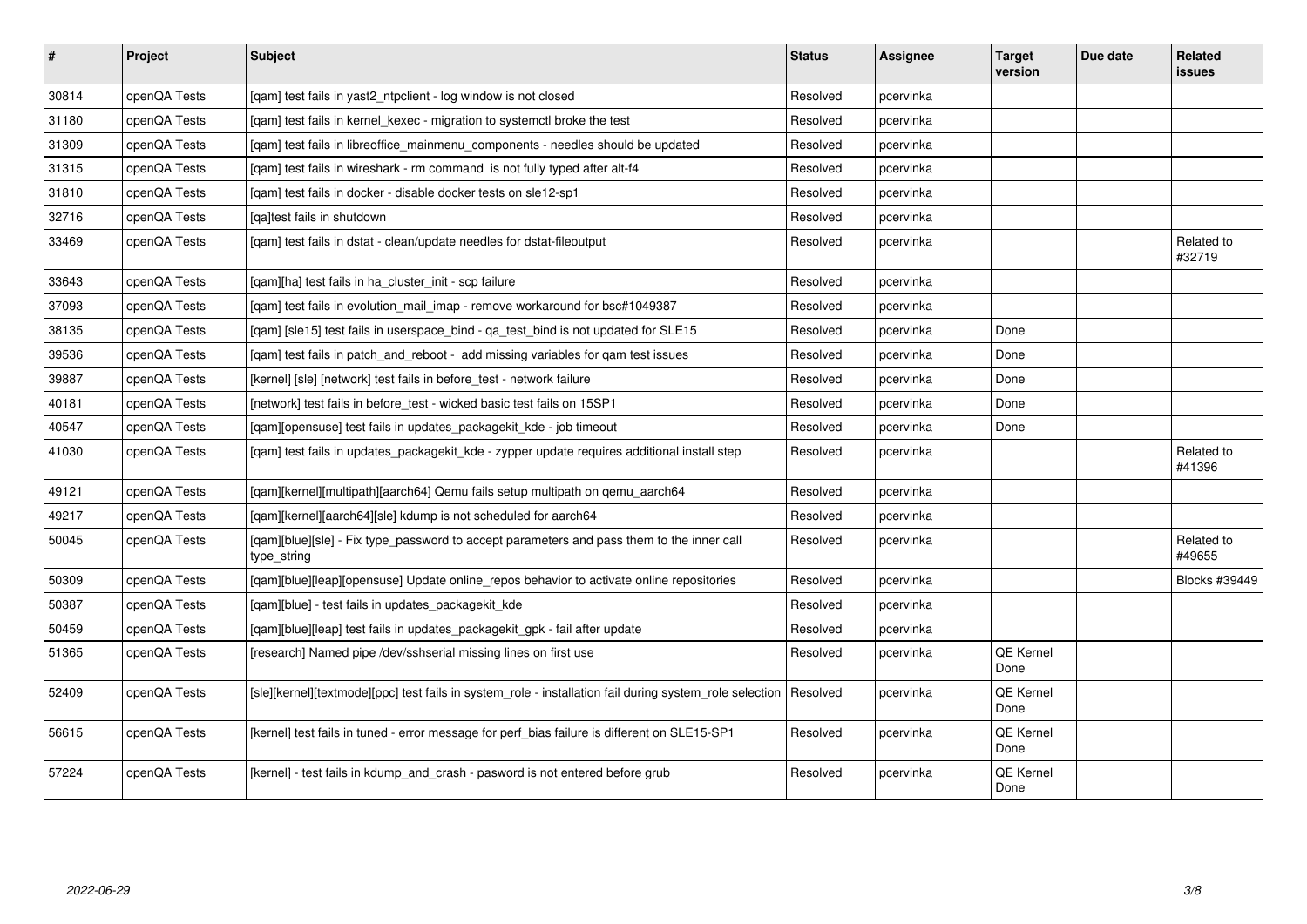| # | Project | Subject | Status | Assignee | Target version | Due date | Related issues |
|---|---|---|---|---|---|---|---|
| 30814 | openQA Tests | [qam] test fails in yast2_ntpclient - log window is not closed | Resolved | pcervinka | | | |
| 31180 | openQA Tests | [qam] test fails in kernel_kexec - migration to systemctl broke the test | Resolved | pcervinka | | | |
| 31309 | openQA Tests | [qam] test fails in libreoffice_mainmenu_components - needles should be updated | Resolved | pcervinka | | | |
| 31315 | openQA Tests | [qam] test fails in wireshark - rm command is not fully typed after alt-f4 | Resolved | pcervinka | | | |
| 31810 | openQA Tests | [qam] test fails in docker - disable docker tests on sle12-sp1 | Resolved | pcervinka | | | |
| 32716 | openQA Tests | [qa]test fails in shutdown | Resolved | pcervinka | | | |
| 33469 | openQA Tests | [qam] test fails in dstat - clean/update needles for dstat-fileoutput | Resolved | pcervinka | | | Related to #32719 |
| 33643 | openQA Tests | [qam][ha] test fails in ha_cluster_init - scp failure | Resolved | pcervinka | | | |
| 37093 | openQA Tests | [qam] test fails in evolution_mail_imap - remove workaround for bsc#1049387 | Resolved | pcervinka | | | |
| 38135 | openQA Tests | [qam] [sle15] test fails in userspace_bind - qa_test_bind is not updated for SLE15 | Resolved | pcervinka | Done | | |
| 39536 | openQA Tests | [qam] test fails in patch_and_reboot - add missing variables for qam test issues | Resolved | pcervinka | Done | | |
| 39887 | openQA Tests | [kernel] [sle] [network] test fails in before_test - network failure | Resolved | pcervinka | Done | | |
| 40181 | openQA Tests | [network] test fails in before_test - wicked basic test fails on 15SP1 | Resolved | pcervinka | Done | | |
| 40547 | openQA Tests | [qam][opensuse] test fails in updates_packagekit_kde - job timeout | Resolved | pcervinka | Done | | |
| 41030 | openQA Tests | [qam] test fails in updates_packagekit_kde - zypper update requires additional install step | Resolved | pcervinka | | | Related to #41396 |
| 49121 | openQA Tests | [qam][kernel][multipath][aarch64] Qemu fails setup multipath on qemu_aarch64 | Resolved | pcervinka | | | |
| 49217 | openQA Tests | [qam][kernel][aarch64][sle] kdump is not scheduled for aarch64 | Resolved | pcervinka | | | |
| 50045 | openQA Tests | [qam][blue][sle] - Fix type_password to accept parameters and pass them to the inner call type_string | Resolved | pcervinka | | | Related to #49655 |
| 50309 | openQA Tests | [qam][blue][leap][opensuse] Update online_repos behavior to activate online repositories | Resolved | pcervinka | | | Blocks #39449 |
| 50387 | openQA Tests | [qam][blue] - test fails in updates_packagekit_kde | Resolved | pcervinka | | | |
| 50459 | openQA Tests | [qam][blue][leap] test fails in updates_packagekit_gpk - fail after update | Resolved | pcervinka | | | |
| 51365 | openQA Tests | [research] Named pipe /dev/sshserial missing lines on first use | Resolved | pcervinka | QE Kernel Done | | |
| 52409 | openQA Tests | [sle][kernel][textmode][ppc] test fails in system_role - installation fail during system_role selection | Resolved | pcervinka | QE Kernel Done | | |
| 56615 | openQA Tests | [kernel] test fails in tuned - error message for perf_bias failure is different on SLE15-SP1 | Resolved | pcervinka | QE Kernel Done | | |
| 57224 | openQA Tests | [kernel] - test fails in kdump_and_crash - pasword is not entered before grub | Resolved | pcervinka | QE Kernel Done | | |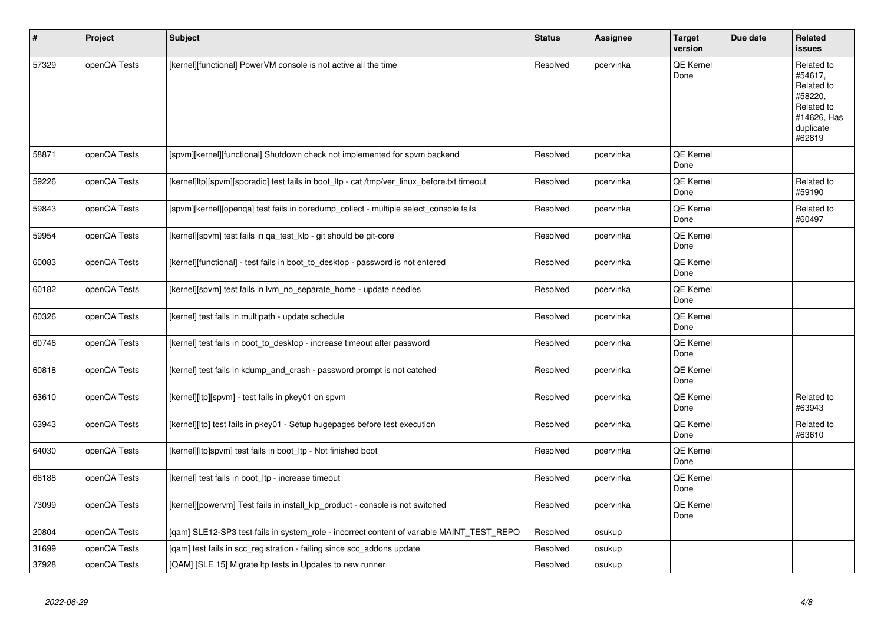| # | Project | Subject | Status | Assignee | Target version | Due date | Related issues |
|---|---|---|---|---|---|---|---|
| 57329 | openQA Tests | [kernel][functional] PowerVM console is not active all the time | Resolved | pcervinka | QE Kernel Done | | Related to #54617, Related to #58220, Related to #14626, Has duplicate #62819 |
| 58871 | openQA Tests | [spvm][kernel][functional] Shutdown check not implemented for spvm backend | Resolved | pcervinka | QE Kernel Done | | |
| 59226 | openQA Tests | [kernel]ltp][spvm][sporadic] test fails in boot_ltp - cat /tmp/ver_linux_before.txt timeout | Resolved | pcervinka | QE Kernel Done | | Related to #59190 |
| 59843 | openQA Tests | [spvm][kernel][openqa] test fails in coredump_collect - multiple select_console fails | Resolved | pcervinka | QE Kernel Done | | Related to #60497 |
| 59954 | openQA Tests | [kernel][spvm] test fails in qa_test_klp - git should be git-core | Resolved | pcervinka | QE Kernel Done | | |
| 60083 | openQA Tests | [kernel][functional] - test fails in boot_to_desktop - password is not entered | Resolved | pcervinka | QE Kernel Done | | |
| 60182 | openQA Tests | [kernel][spvm] test fails in lvm_no_separate_home - update needles | Resolved | pcervinka | QE Kernel Done | | |
| 60326 | openQA Tests | [kernel] test fails in multipath - update schedule | Resolved | pcervinka | QE Kernel Done | | |
| 60746 | openQA Tests | [kernel] test fails in boot_to_desktop - increase timeout after password | Resolved | pcervinka | QE Kernel Done | | |
| 60818 | openQA Tests | [kernel] test fails in kdump_and_crash - password prompt is not catched | Resolved | pcervinka | QE Kernel Done | | |
| 63610 | openQA Tests | [kernel][ltp][spvm] - test fails in pkey01 on spvm | Resolved | pcervinka | QE Kernel Done | | Related to #63943 |
| 63943 | openQA Tests | [kernel][ltp] test fails in pkey01 - Setup hugepages before test execution | Resolved | pcervinka | QE Kernel Done | | Related to #63610 |
| 64030 | openQA Tests | [kernel][ltp]spvm] test fails in boot_ltp - Not finished boot | Resolved | pcervinka | QE Kernel Done | | |
| 66188 | openQA Tests | [kernel] test fails in boot_ltp - increase timeout | Resolved | pcervinka | QE Kernel Done | | |
| 73099 | openQA Tests | [kernel][powervm] Test fails in install_klp_product - console is not switched | Resolved | pcervinka | QE Kernel Done | | |
| 20804 | openQA Tests | [qam] SLE12-SP3 test fails in system_role - incorrect content of variable MAINT_TEST_REPO | Resolved | osukup | | | |
| 31699 | openQA Tests | [qam] test fails in scc_registration - failing since scc_addons update | Resolved | osukup | | | |
| 37928 | openQA Tests | [QAM] [SLE 15] Migrate ltp tests in Updates to new runner | Resolved | osukup | | | |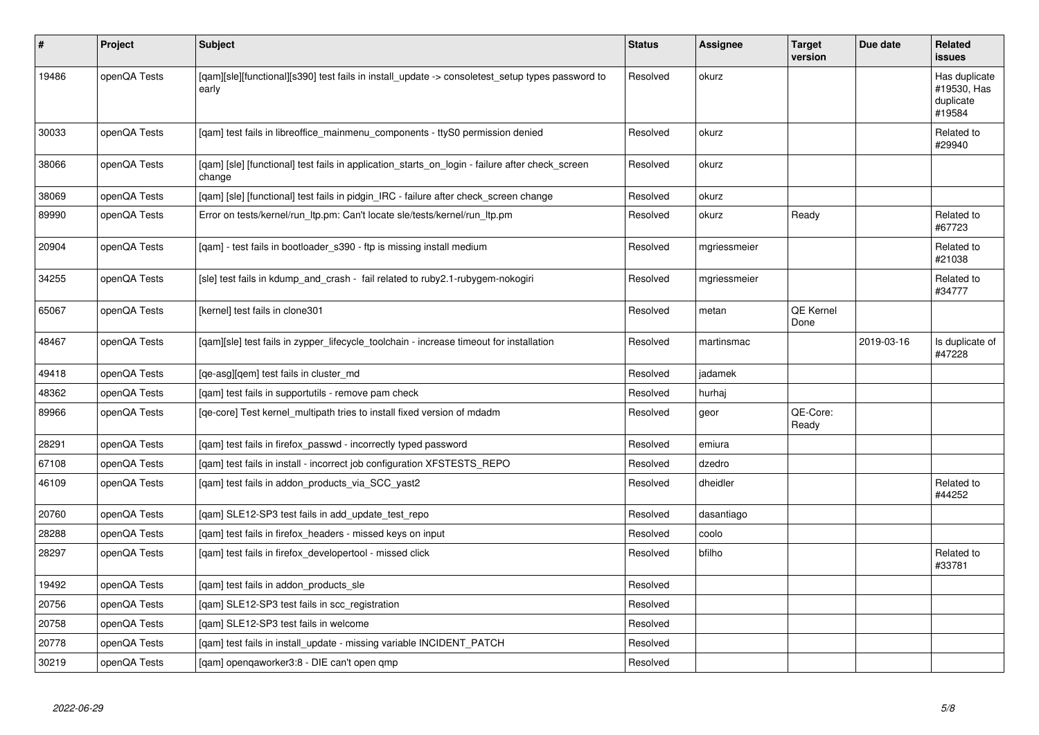| # | Project | Subject | Status | Assignee | Target version | Due date | Related issues |
|---|---|---|---|---|---|---|---|
| 19486 | openQA Tests | [qam][sle][functional][s390] test fails in install_update -> consoletest_setup types password to early | Resolved | okurz | | | Has duplicate #19530, Has duplicate #19584 |
| 30033 | openQA Tests | [qam] test fails in libreoffice_mainmenu_components - ttyS0 permission denied | Resolved | okurz | | | Related to #29940 |
| 38066 | openQA Tests | [qam] [sle] [functional] test fails in application_starts_on_login - failure after check_screen change | Resolved | okurz | | | |
| 38069 | openQA Tests | [qam] [sle] [functional] test fails in pidgin_IRC - failure after check_screen change | Resolved | okurz | | | |
| 89990 | openQA Tests | Error on tests/kernel/run_ltp.pm: Can't locate sle/tests/kernel/run_ltp.pm | Resolved | okurz | Ready | | Related to #67723 |
| 20904 | openQA Tests | [qam] - test fails in bootloader_s390 - ftp is missing install medium | Resolved | mgriessmeier | | | Related to #21038 |
| 34255 | openQA Tests | [sle] test fails in kdump_and_crash - fail related to ruby2.1-rubygem-nokogiri | Resolved | mgriessmeier | | | Related to #34777 |
| 65067 | openQA Tests | [kernel] test fails in clone301 | Resolved | metan | QE Kernel Done | | |
| 48467 | openQA Tests | [qam][sle] test fails in zypper_lifecycle_toolchain - increase timeout for installation | Resolved | martinsmac | | 2019-03-16 | Is duplicate of #47228 |
| 49418 | openQA Tests | [qe-asg][qem] test fails in cluster_md | Resolved | jadamek | | | |
| 48362 | openQA Tests | [qam] test fails in supportutils - remove pam check | Resolved | hurhaj | | | |
| 89966 | openQA Tests | [qe-core] Test kernel_multipath tries to install fixed version of mdadm | Resolved | geor | QE-Core: Ready | | |
| 28291 | openQA Tests | [qam] test fails in firefox_passwd - incorrectly typed password | Resolved | emiura | | | |
| 67108 | openQA Tests | [qam] test fails in install - incorrect job configuration XFSTESTS_REPO | Resolved | dzedro | | | |
| 46109 | openQA Tests | [qam] test fails in addon_products_via_SCC_yast2 | Resolved | dheidler | | | Related to #44252 |
| 20760 | openQA Tests | [qam] SLE12-SP3 test fails in add_update_test_repo | Resolved | dasantiago | | | |
| 28288 | openQA Tests | [qam] test fails in firefox_headers - missed keys on input | Resolved | coolo | | | |
| 28297 | openQA Tests | [qam] test fails in firefox_developertool - missed click | Resolved | bfilho | | | Related to #33781 |
| 19492 | openQA Tests | [qam] test fails in addon_products_sle | Resolved | | | | |
| 20756 | openQA Tests | [qam] SLE12-SP3 test fails in scc_registration | Resolved | | | | |
| 20758 | openQA Tests | [qam] SLE12-SP3 test fails in welcome | Resolved | | | | |
| 20778 | openQA Tests | [qam] test fails in install_update - missing variable INCIDENT_PATCH | Resolved | | | | |
| 30219 | openQA Tests | [qam] openqaworker3:8 - DIE can't open qmp | Resolved | | | | |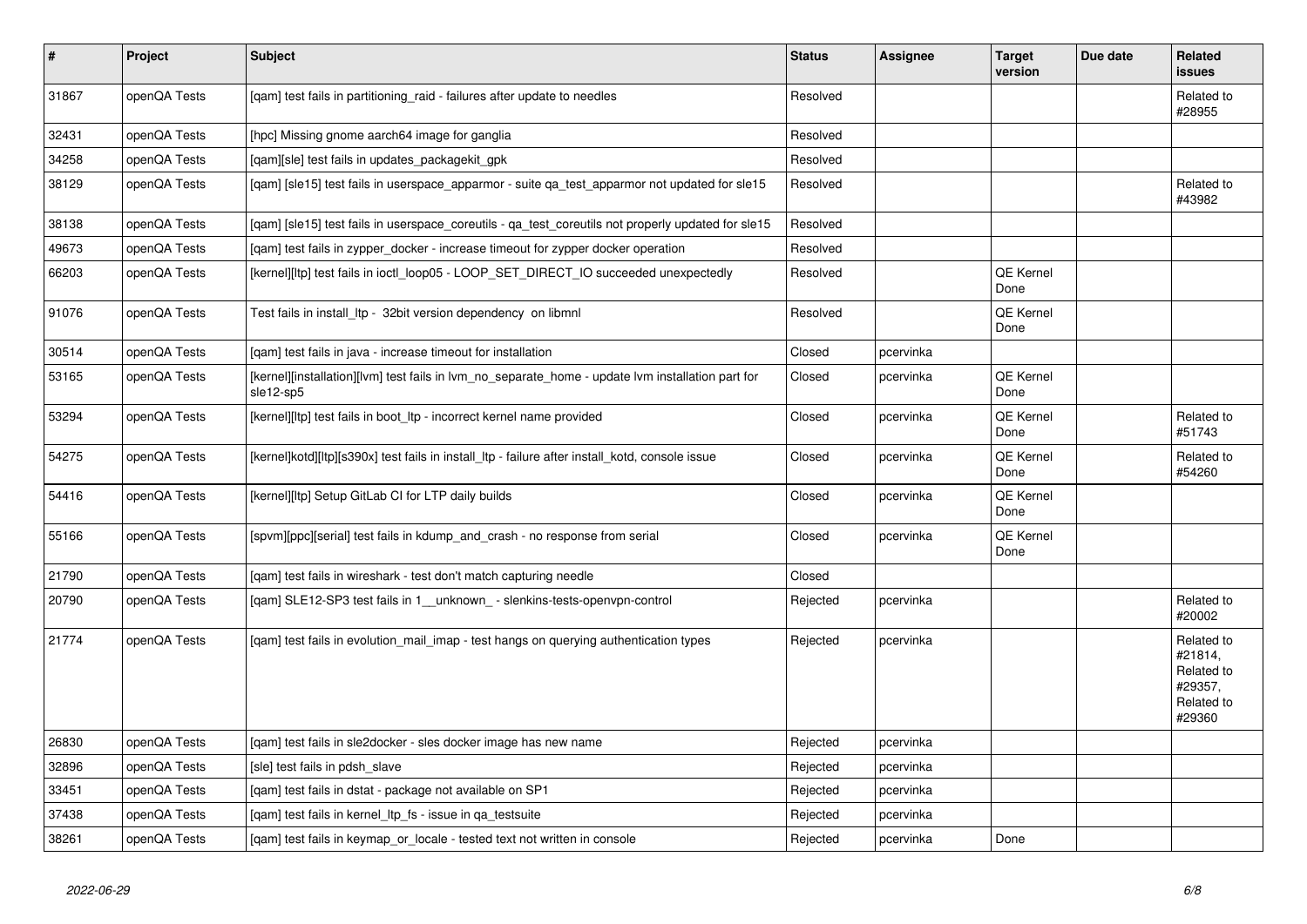| # | Project | Subject | Status | Assignee | Target version | Due date | Related issues |
|---|---|---|---|---|---|---|---|
| 31867 | openQA Tests | [qam] test fails in partitioning_raid - failures after update to needles | Resolved | | | | Related to #28955 |
| 32431 | openQA Tests | [hpc] Missing gnome aarch64 image for ganglia | Resolved | | | | |
| 34258 | openQA Tests | [qam][sle] test fails in updates_packagekit_gpk | Resolved | | | | |
| 38129 | openQA Tests | [qam] [sle15] test fails in userspace_apparmor - suite qa_test_apparmor not updated for sle15 | Resolved | | | | Related to #43982 |
| 38138 | openQA Tests | [qam] [sle15] test fails in userspace_coreutils - qa_test_coreutils not properly updated for sle15 | Resolved | | | | |
| 49673 | openQA Tests | [qam] test fails in zypper_docker - increase timeout for zypper docker operation | Resolved | | | | |
| 66203 | openQA Tests | [kernel][ltp] test fails in ioctl_loop05 - LOOP_SET_DIRECT_IO succeeded unexpectedly | Resolved | | QE Kernel Done | | |
| 91076 | openQA Tests | Test fails in install_ltp - 32bit version dependency on libmnl | Resolved | | QE Kernel Done | | |
| 30514 | openQA Tests | [qam] test fails in java - increase timeout for installation | Closed | pcervinka | | | |
| 53165 | openQA Tests | [kernel][installation][lvm] test fails in lvm_no_separate_home - update lvm installation part for sle12-sp5 | Closed | pcervinka | QE Kernel Done | | |
| 53294 | openQA Tests | [kernel][ltp] test fails in boot_ltp - incorrect kernel name provided | Closed | pcervinka | QE Kernel Done | | Related to #51743 |
| 54275 | openQA Tests | [kernel]kotd][ltp][s390x] test fails in install_ltp - failure after install_kotd, console issue | Closed | pcervinka | QE Kernel Done | | Related to #54260 |
| 54416 | openQA Tests | [kernel][ltp] Setup GitLab CI for LTP daily builds | Closed | pcervinka | QE Kernel Done | | |
| 55166 | openQA Tests | [spvm][ppc][serial] test fails in kdump_and_crash - no response from serial | Closed | pcervinka | QE Kernel Done | | |
| 21790 | openQA Tests | [qam] test fails in wireshark - test don't match capturing needle | Closed | | | | |
| 20790 | openQA Tests | [qam] SLE12-SP3 test fails in 1__unknown_ - slenkins-tests-openvpn-control | Rejected | pcervinka | | | Related to #20002 |
| 21774 | openQA Tests | [qam] test fails in evolution_mail_imap - test hangs on querying authentication types | Rejected | pcervinka | | | Related to #21814, Related to #29357, Related to #29360 |
| 26830 | openQA Tests | [qam] test fails in sle2docker - sles docker image has new name | Rejected | pcervinka | | | |
| 32896 | openQA Tests | [sle] test fails in pdsh_slave | Rejected | pcervinka | | | |
| 33451 | openQA Tests | [qam] test fails in dstat - package not available on SP1 | Rejected | pcervinka | | | |
| 37438 | openQA Tests | [qam] test fails in kernel_ltp_fs - issue in qa_testsuite | Rejected | pcervinka | | | |
| 38261 | openQA Tests | [qam] test fails in keymap_or_locale - tested text not written in console | Rejected | pcervinka | Done | | |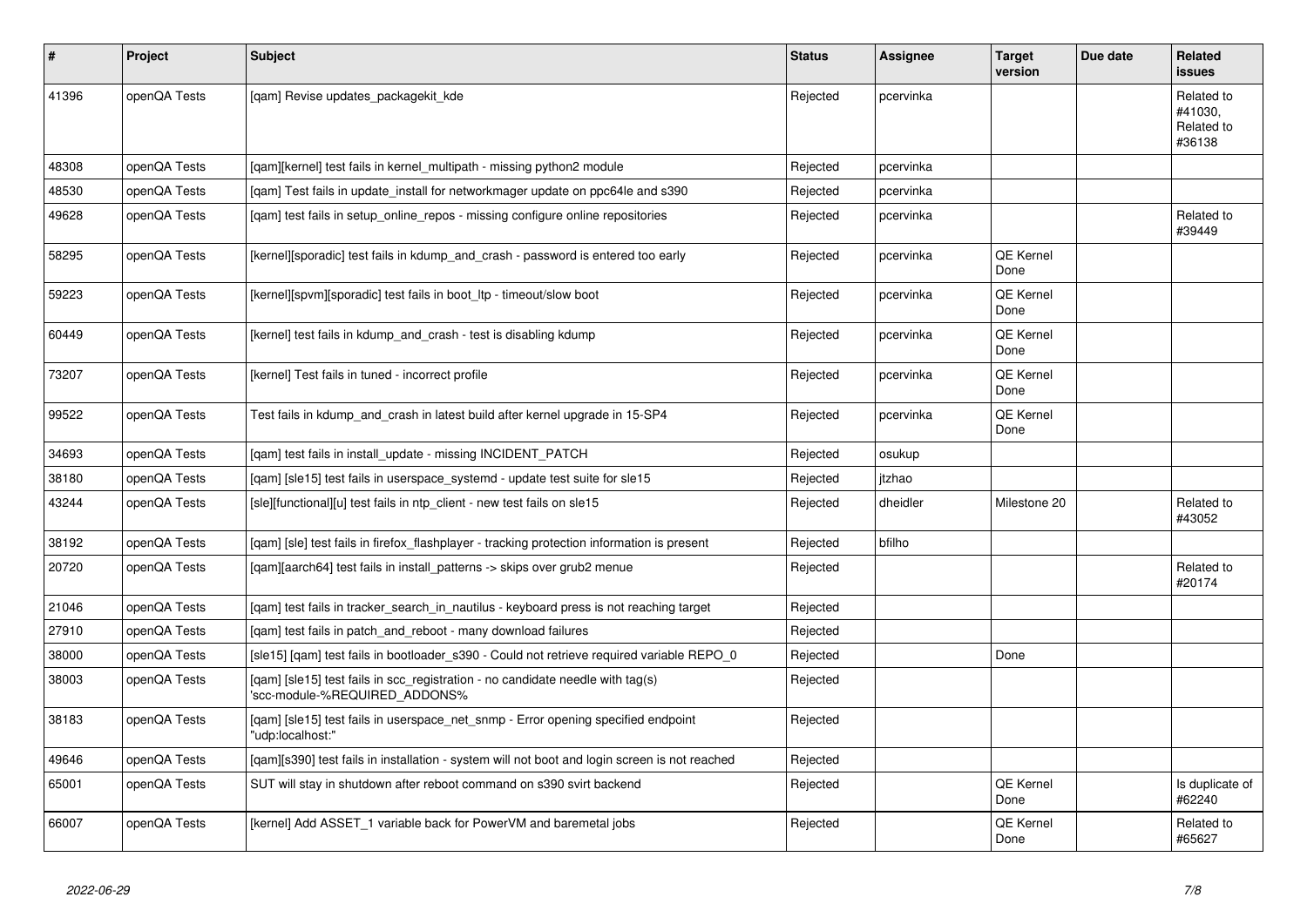| # | Project | Subject | Status | Assignee | Target version | Due date | Related issues |
|---|---|---|---|---|---|---|---|
| 41396 | openQA Tests | [qam] Revise updates_packagekit_kde | Rejected | pcervinka | | | Related to #41030, Related to #36138 |
| 48308 | openQA Tests | [qam][kernel] test fails in kernel_multipath - missing python2 module | Rejected | pcervinka | | | |
| 48530 | openQA Tests | [qam] Test fails in update_install for networkmager update on ppc64le and s390 | Rejected | pcervinka | | | |
| 49628 | openQA Tests | [qam] test fails in setup_online_repos - missing configure online repositories | Rejected | pcervinka | | | Related to #39449 |
| 58295 | openQA Tests | [kernel][sporadic] test fails in kdump_and_crash - password is entered too early | Rejected | pcervinka | QE Kernel Done | | |
| 59223 | openQA Tests | [kernel][spvm][sporadic] test fails in boot_ltp - timeout/slow boot | Rejected | pcervinka | QE Kernel Done | | |
| 60449 | openQA Tests | [kernel] test fails in kdump_and_crash - test is disabling kdump | Rejected | pcervinka | QE Kernel Done | | |
| 73207 | openQA Tests | [kernel] Test fails in tuned - incorrect profile | Rejected | pcervinka | QE Kernel Done | | |
| 99522 | openQA Tests | Test fails in kdump_and_crash in latest build after kernel upgrade in 15-SP4 | Rejected | pcervinka | QE Kernel Done | | |
| 34693 | openQA Tests | [qam] test fails in install_update - missing INCIDENT_PATCH | Rejected | osukup | | | |
| 38180 | openQA Tests | [qam] [sle15] test fails in userspace_systemd - update test suite for sle15 | Rejected | jtzhao | | | |
| 43244 | openQA Tests | [sle][functional][u] test fails in ntp_client - new test fails on sle15 | Rejected | dheidler | Milestone 20 | | Related to #43052 |
| 38192 | openQA Tests | [qam] [sle] test fails in firefox_flashplayer - tracking protection information is present | Rejected | bfilho | | | |
| 20720 | openQA Tests | [qam][aarch64] test fails in install_patterns -> skips over grub2 menue | Rejected | | | | Related to #20174 |
| 21046 | openQA Tests | [qam] test fails in tracker_search_in_nautilus - keyboard press is not reaching target | Rejected | | | | |
| 27910 | openQA Tests | [qam] test fails in patch_and_reboot - many download failures | Rejected | | | | |
| 38000 | openQA Tests | [sle15] [qam] test fails in bootloader_s390 - Could not retrieve required variable REPO_0 | Rejected | | Done | | |
| 38003 | openQA Tests | [qam] [sle15] test fails in scc_registration - no candidate needle with tag(s) 'scc-module-%REQUIRED_ADDONS% | Rejected | | | | |
| 38183 | openQA Tests | [qam] [sle15] test fails in userspace_net_snmp - Error opening specified endpoint "udp:localhost:" | Rejected | | | | |
| 49646 | openQA Tests | [qam][s390] test fails in installation - system will not boot and login screen is not reached | Rejected | | | | |
| 65001 | openQA Tests | SUT will stay in shutdown after reboot command on s390 svirt backend | Rejected | | QE Kernel Done | | Is duplicate of #62240 |
| 66007 | openQA Tests | [kernel] Add ASSET_1 variable back for PowerVM and baremetal jobs | Rejected | | QE Kernel Done | | Related to #65627 |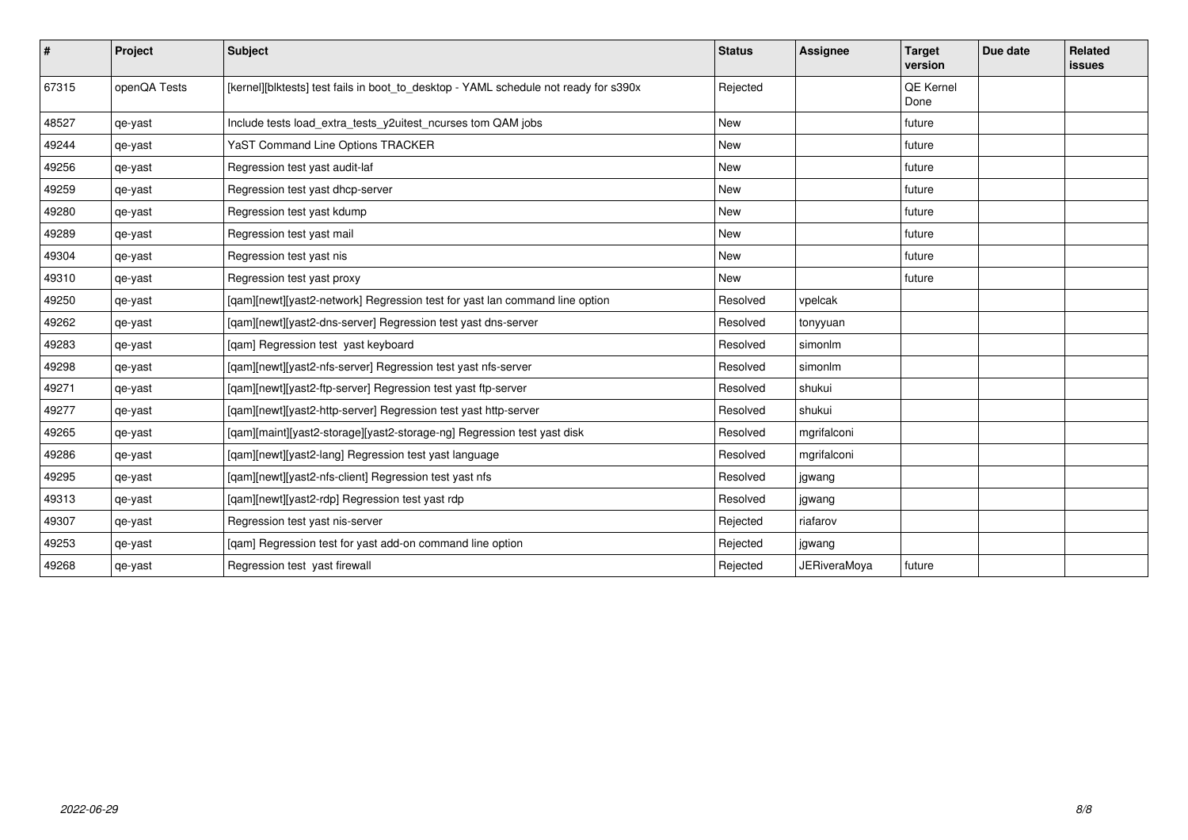| # | Project | Subject | Status | Assignee | Target version | Due date | Related issues |
|---|---|---|---|---|---|---|---|
| 67315 | openQA Tests | [kernel][blktests] test fails in boot_to_desktop - YAML schedule not ready for s390x | Rejected | | QE Kernel Done | | |
| 48527 | qe-yast | Include tests load_extra_tests_y2uitest_ncurses tom QAM jobs | New | | future | | |
| 49244 | qe-yast | YaST Command Line Options TRACKER | New | | future | | |
| 49256 | qe-yast | Regression test yast audit-laf | New | | future | | |
| 49259 | qe-yast | Regression test yast dhcp-server | New | | future | | |
| 49280 | qe-yast | Regression test yast kdump | New | | future | | |
| 49289 | qe-yast | Regression test yast mail | New | | future | | |
| 49304 | qe-yast | Regression test yast nis | New | | future | | |
| 49310 | qe-yast | Regression test yast proxy | New | | future | | |
| 49250 | qe-yast | [qam][newt][yast2-network] Regression test for yast lan command line option | Resolved | vpelcak | | | |
| 49262 | qe-yast | [qam][newt][yast2-dns-server] Regression test yast dns-server | Resolved | tonyyuan | | | |
| 49283 | qe-yast | [qam] Regression test yast keyboard | Resolved | simonlm | | | |
| 49298 | qe-yast | [qam][newt][yast2-nfs-server] Regression test yast nfs-server | Resolved | simonlm | | | |
| 49271 | qe-yast | [qam][newt][yast2-ftp-server] Regression test yast ftp-server | Resolved | shukui | | | |
| 49277 | qe-yast | [qam][newt][yast2-http-server] Regression test yast http-server | Resolved | shukui | | | |
| 49265 | qe-yast | [qam][maint][yast2-storage][yast2-storage-ng] Regression test yast disk | Resolved | mgrifalconi | | | |
| 49286 | qe-yast | [qam][newt][yast2-lang] Regression test yast language | Resolved | mgrifalconi | | | |
| 49295 | qe-yast | [qam][newt][yast2-nfs-client] Regression test yast nfs | Resolved | jgwang | | | |
| 49313 | qe-yast | [qam][newt][yast2-rdp] Regression test yast rdp | Resolved | jgwang | | | |
| 49307 | qe-yast | Regression test yast nis-server | Rejected | riafarov | | | |
| 49253 | qe-yast | [qam] Regression test for yast add-on command line option | Rejected | jgwang | | | |
| 49268 | qe-yast | Regression test yast firewall | Rejected | JERiveraMoya | future | | |